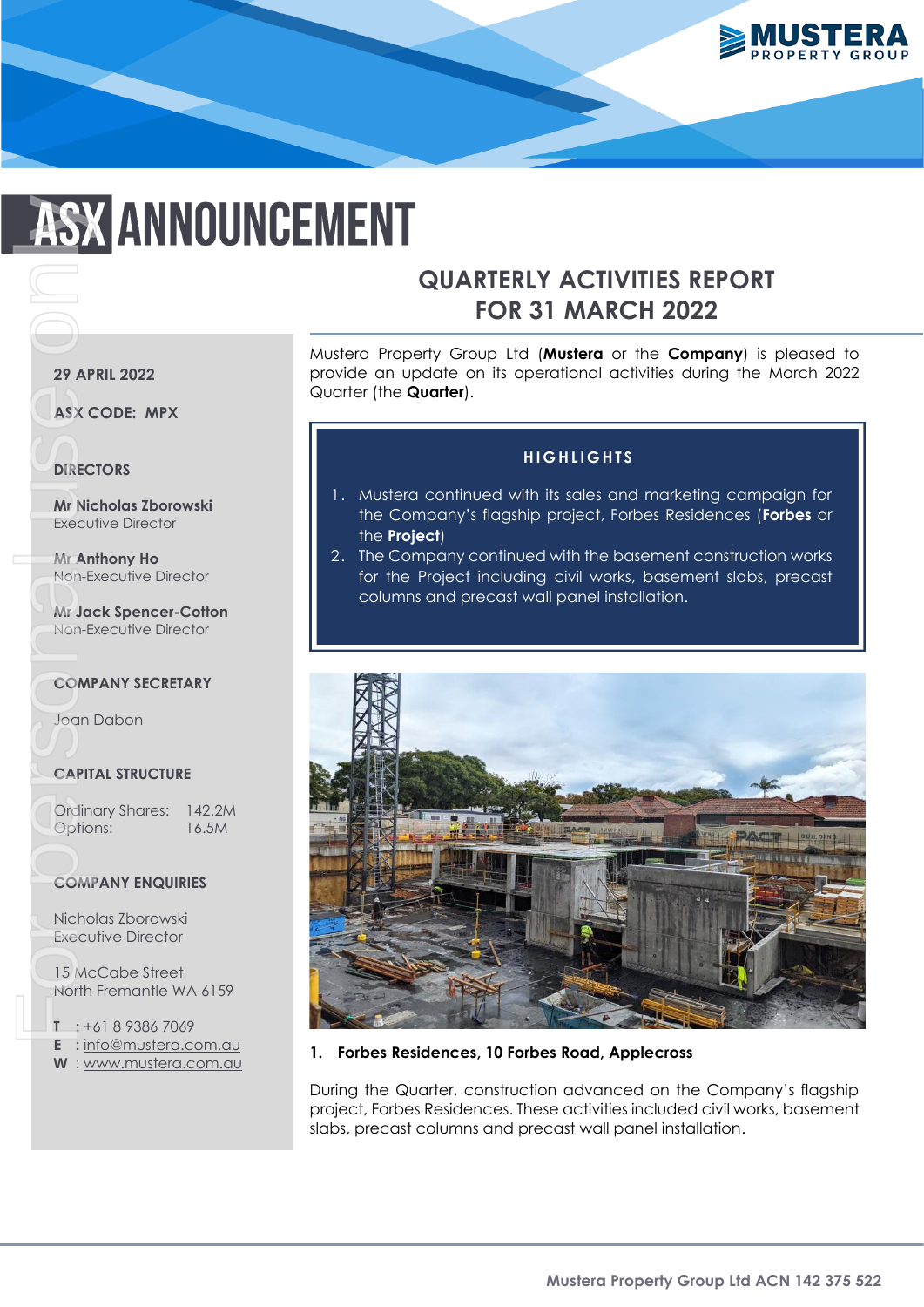# ASX ANNOUNCEMENT

## QUARTERLY ACTIVITIES REPORT FOR 31 MARCH 2022

**29 APRIL 2022**

**ASX CODE: MPX**

**DIRECTORS**

**Mr Nicholas Zborowski**
Executive Director

**Mr Anthony Ho**
Non-Executive Director

**Mr Jack Spencer-Cotton**
Non-Executive Director

**COMPANY SECRETARY**

Joan Dabon

**CAPITAL STRUCTURE**

Ordinary Shares: 142.2M
Options: 16.5M

**COMPANY ENQUIRIES**

Nicholas Zborowski
Executive Director

15 McCabe Street
North Fremantle WA 6159

**T** : +61 8 9386 7069
**E** : info@mustera.com.au
**W** : www.mustera.com.au

Mustera Property Group Ltd (**Mustera** or the **Company**) is pleased to provide an update on its operational activities during the March 2022 Quarter (the **Quarter**).

**HIGHLIGHTS**

1. Mustera continued with its sales and marketing campaign for the Company's flagship project, Forbes Residences (**Forbes** or the **Project**)
2. The Company continued with the basement construction works for the Project including civil works, basement slabs, precast columns and precast wall panel installation.

### 1. Forbes Residences, 10 Forbes Road, Applecross

During the Quarter, construction advanced on the Company's flagship project, Forbes Residences. These activities included civil works, basement slabs, precast columns and precast wall panel installation.

Mustera Property Group Ltd ACN 142 375 522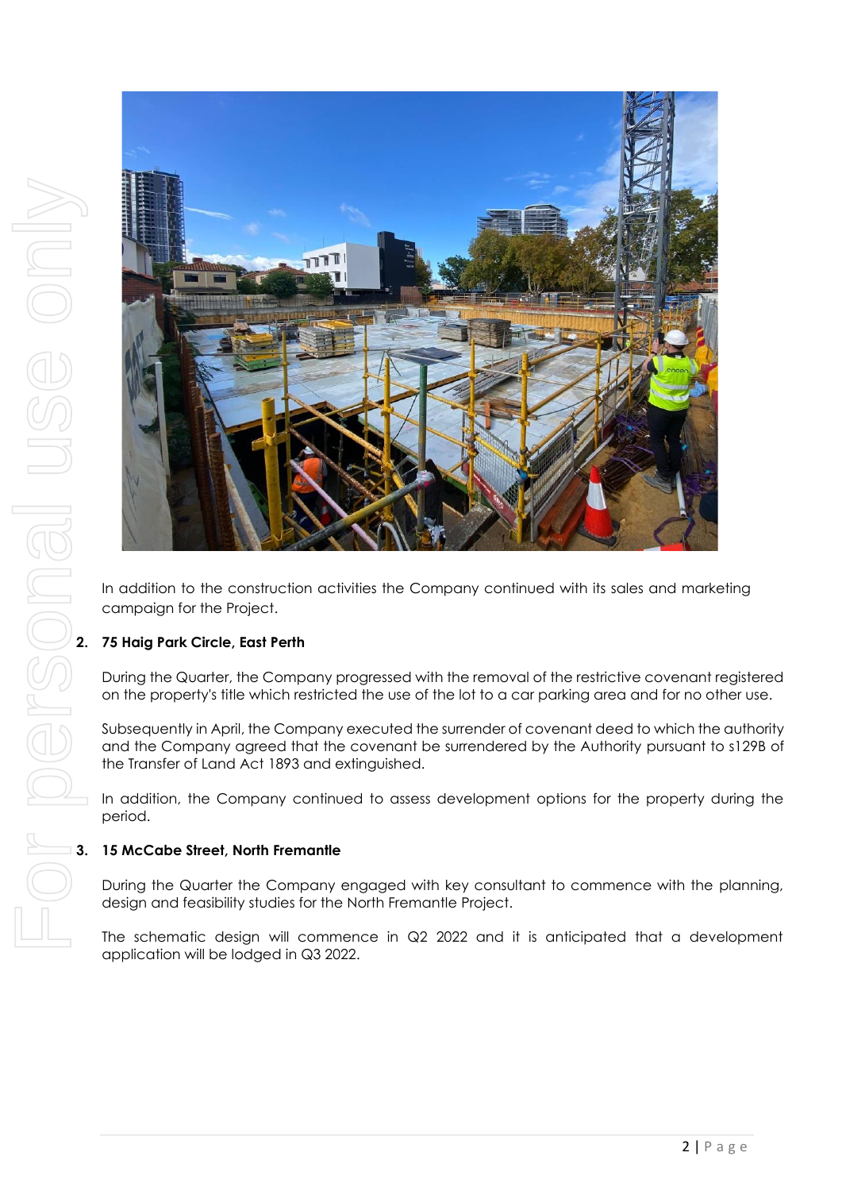In addition to the construction activities the Company continued with its sales and marketing campaign for the Project.

2. **75 Haig Park Circle, East Perth**

During the Quarter, the Company progressed with the removal of the restrictive covenant registered on the property's title which restricted the use of the lot to a car parking area and for no other use.

Subsequently in April, the Company executed the surrender of covenant deed to which the authority and the Company agreed that the covenant be surrendered by the Authority pursuant to s129B of the Transfer of Land Act 1893 and extinguished.

In addition, the Company continued to assess development options for the property during the period.

3. **15 McCabe Street, North Fremantle**

During the Quarter the Company engaged with key consultant to commence with the planning, design and feasibility studies for the North Fremantle Project.

The schematic design will commence in Q2 2022 and it is anticipated that a development application will be lodged in Q3 2022.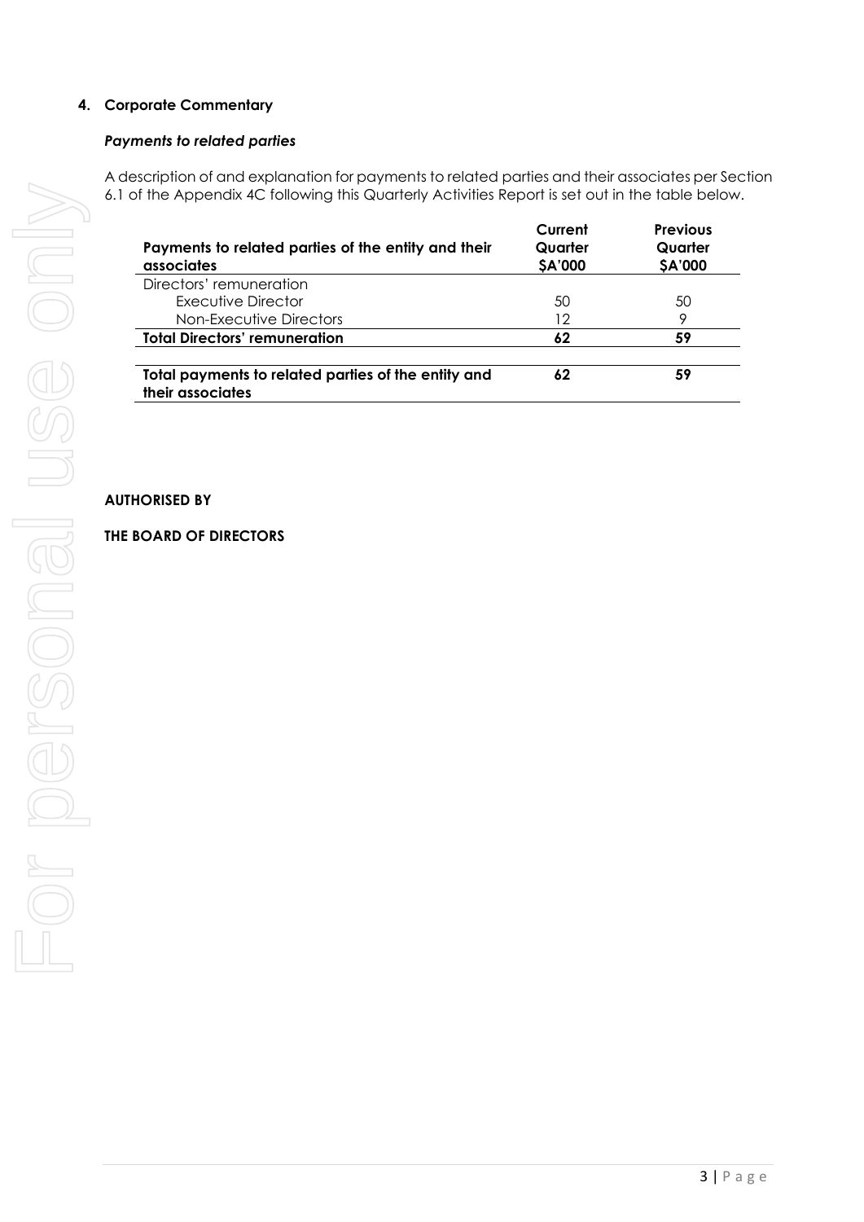## 4. Corporate Commentary

### *Payments to related parties*

A description of and explanation for payments to related parties and their associates per Section 6.1 of the Appendix 4C following this Quarterly Activities Report is set out in the table below.

| Payments to related parties of the entity and their associates | Current Quarter $A'000 | Previous Quarter $A'000 |
|---|---|---|
| Directors' remuneration | | |
| Executive Director | 50 | 50 |
| Non-Executive Directors | 12 | 9 |
| **Total Directors' remuneration** | **62** | **59** |
| | | |
| **Total payments to related parties of the entity and their associates** | **62** | **59** |

**AUTHORISED BY**

**THE BOARD OF DIRECTORS**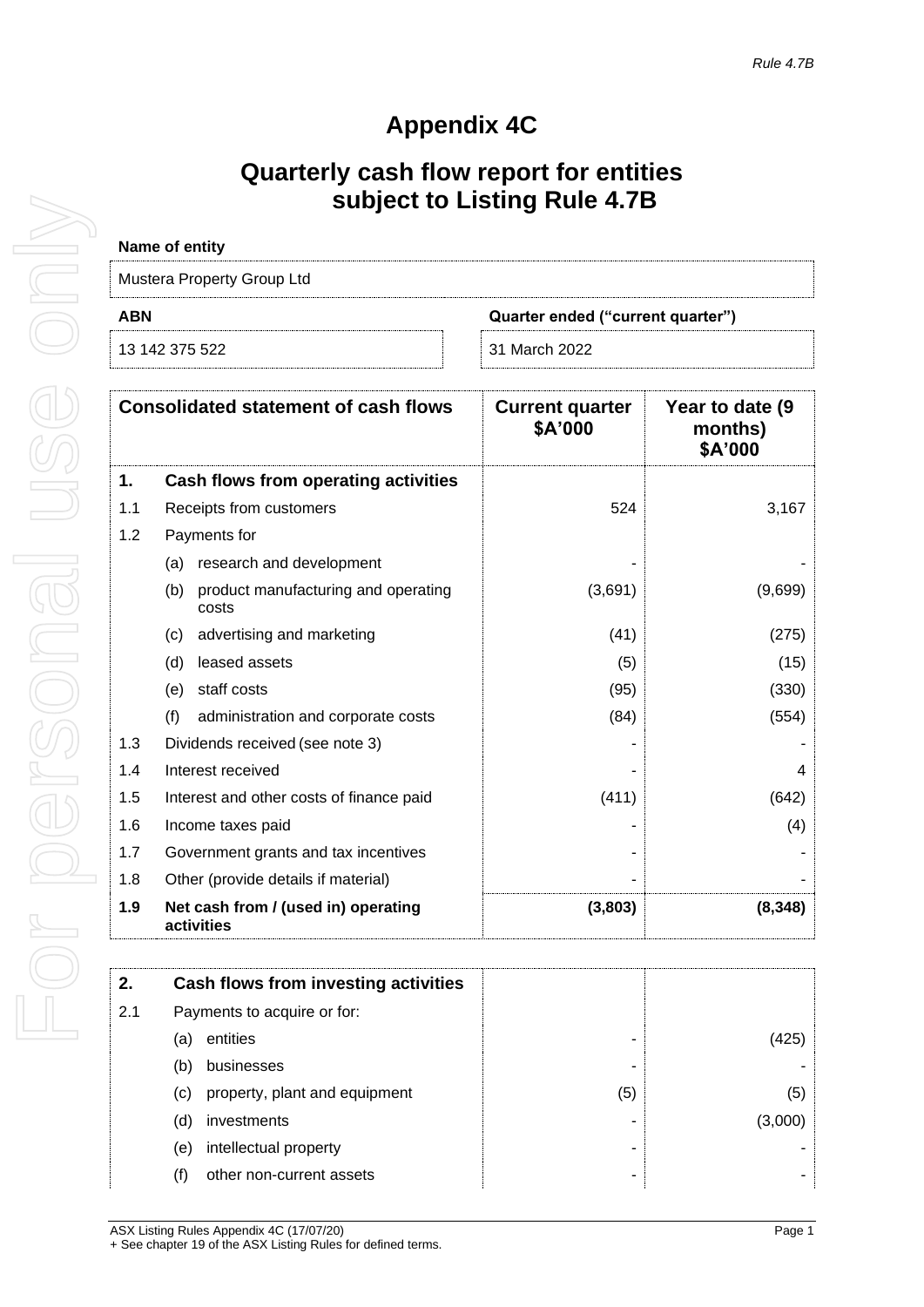*Rule 4.7B*

# Appendix 4C

## Quarterly cash flow report for entities subject to Listing Rule 4.7B

**Name of entity**

Mustera Property Group Ltd

| ABN | Quarter ended ("current quarter") |
|---|---|
| 13 142 375 522 | 31 March 2022 |

| | Consolidated statement of cash flows | Current quarter $A'000 | Year to date (9 months) $A'000 |
|---|---|---|---|
| **1.** | **Cash flows from operating activities** | | |
| 1.1 | Receipts from customers | 524 | 3,167 |
| 1.2 | Payments for | | |
| | (a) research and development | - | - |
| | (b) product manufacturing and operating costs | (3,691) | (9,699) |
| | (c) advertising and marketing | (41) | (275) |
| | (d) leased assets | (5) | (15) |
| | (e) staff costs | (95) | (330) |
| | (f) administration and corporate costs | (84) | (554) |
| 1.3 | Dividends received (see note 3) | - | - |
| 1.4 | Interest received | - | 4 |
| 1.5 | Interest and other costs of finance paid | (411) | (642) |
| 1.6 | Income taxes paid | - | (4) |
| 1.7 | Government grants and tax incentives | - | - |
| 1.8 | Other (provide details if material) | - | - |
| **1.9** | **Net cash from / (used in) operating activities** | **(3,803)** | **(8,348)** |

| | | | |
|---|---|---|---|
| **2.** | **Cash flows from investing activities** | | |
| 2.1 | Payments to acquire or for: | | |
| | (a) entities | - | (425) |
| | (b) businesses | - | - |
| | (c) property, plant and equipment | (5) | (5) |
| | (d) investments | - | (3,000) |
| | (e) intellectual property | - | - |
| | (f) other non-current assets | - | - |

ASX Listing Rules Appendix 4C (17/07/20)
+ See chapter 19 of the ASX Listing Rules for defined terms.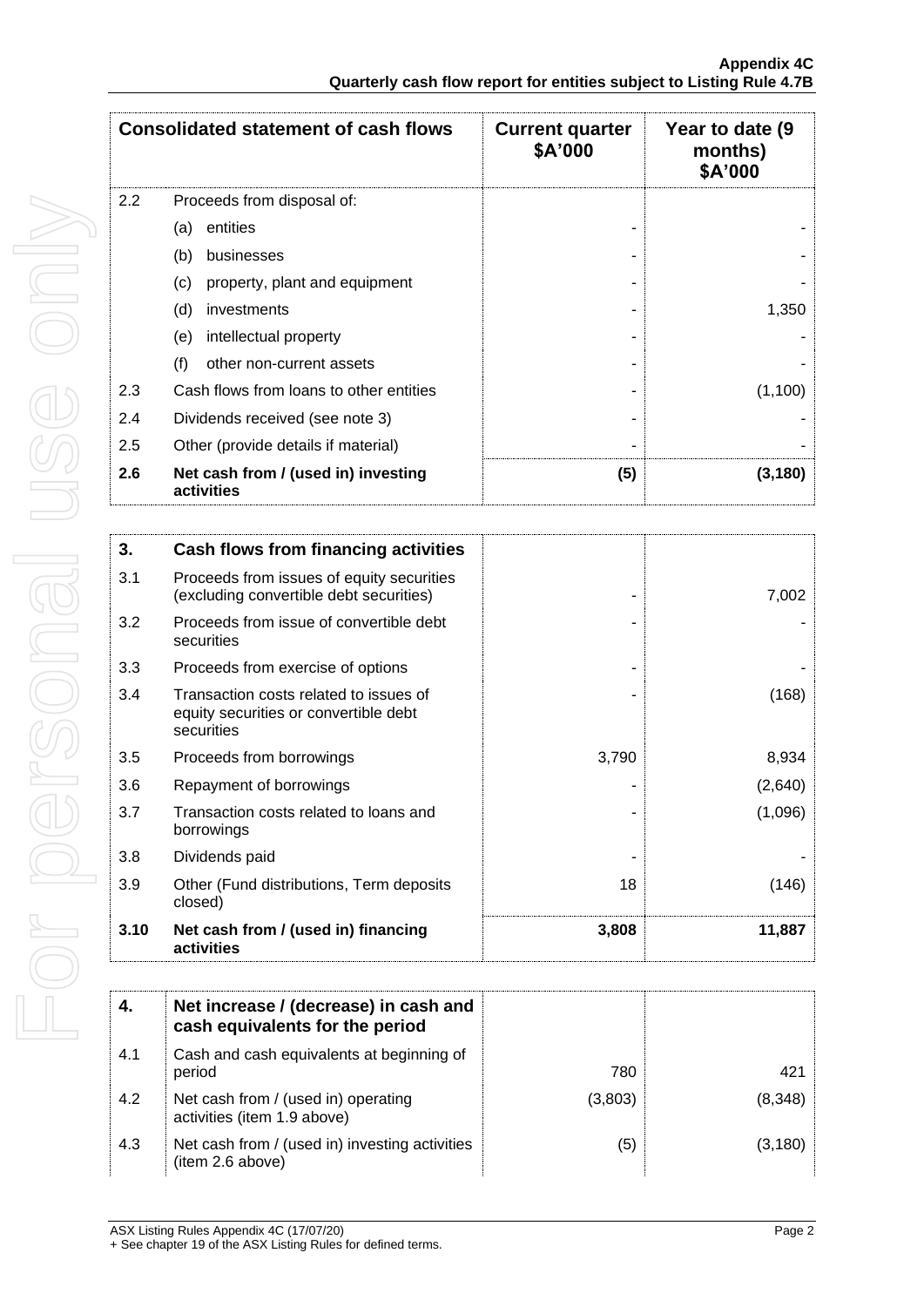| Consolidated statement of cash flows | | Current quarter $A'000 | Year to date (9 months) $A'000 |
|---|---|---|---|
| 2.2 | Proceeds from disposal of: | | |
| | (a) entities | - | - |
| | (b) businesses | - | - |
| | (c) property, plant and equipment | - | - |
| | (d) investments | - | 1,350 |
| | (e) intellectual property | - | - |
| | (f) other non-current assets | - | - |
| 2.3 | Cash flows from loans to other entities | - | (1,100) |
| 2.4 | Dividends received (see note 3) | - | - |
| 2.5 | Other (provide details if material) | - | - |
| **2.6** | **Net cash from / (used in) investing activities** | **(5)** | **(3,180)** |

| | | | |
|---|---|---|---|
| **3.** | **Cash flows from financing activities** | | |
| 3.1 | Proceeds from issues of equity securities (excluding convertible debt securities) | - | 7,002 |
| 3.2 | Proceeds from issue of convertible debt securities | - | - |
| 3.3 | Proceeds from exercise of options | - | - |
| 3.4 | Transaction costs related to issues of equity securities or convertible debt securities | - | (168) |
| 3.5 | Proceeds from borrowings | 3,790 | 8,934 |
| 3.6 | Repayment of borrowings | - | (2,640) |
| 3.7 | Transaction costs related to loans and borrowings | - | (1,096) |
| 3.8 | Dividends paid | - | - |
| 3.9 | Other (Fund distributions, Term deposits closed) | 18 | (146) |
| **3.10** | **Net cash from / (used in) financing activities** | **3,808** | **11,887** |

| | | | |
|---|---|---|---|
| **4.** | **Net increase / (decrease) in cash and cash equivalents for the period** | | |
| 4.1 | Cash and cash equivalents at beginning of period | 780 | 421 |
| 4.2 | Net cash from / (used in) operating activities (item 1.9 above) | (3,803) | (8,348) |
| 4.3 | Net cash from / (used in) investing activities (item 2.6 above) | (5) | (3,180) |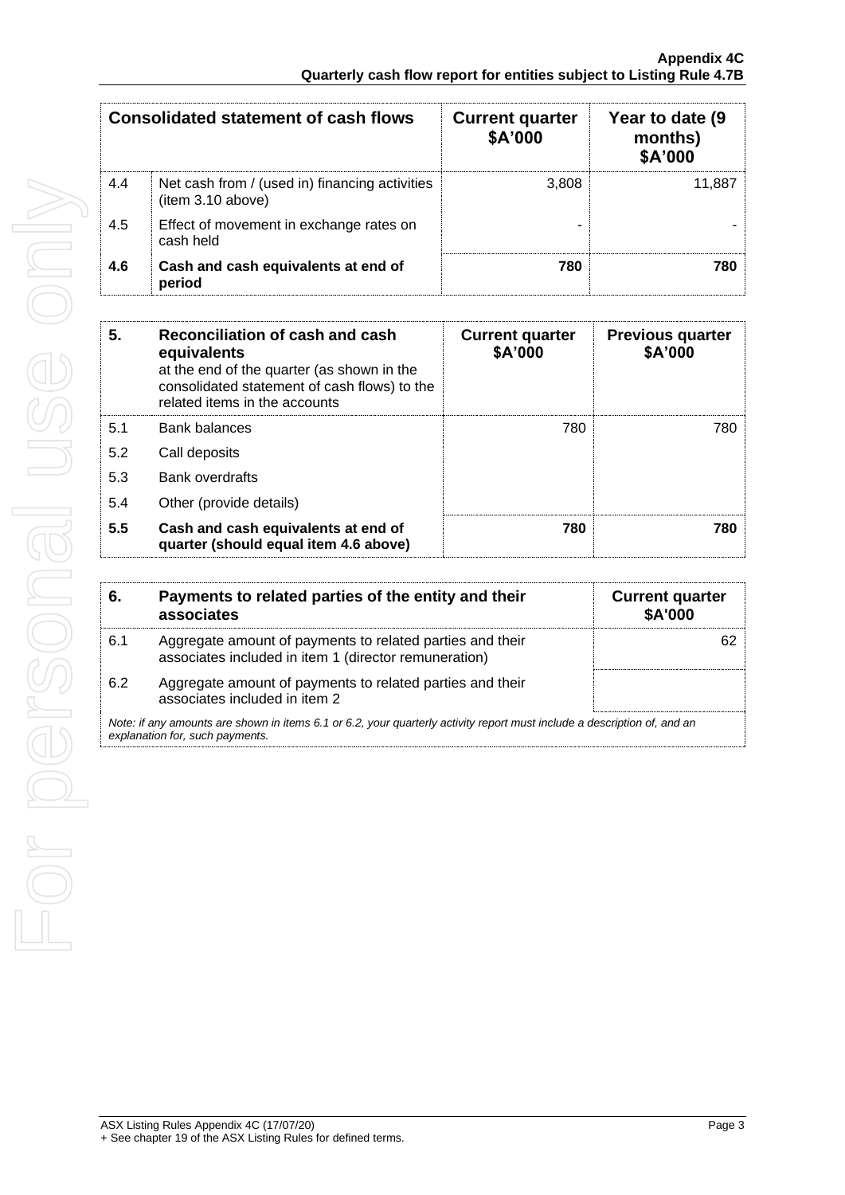| Consolidated statement of cash flows | | Current quarter $A'000 | Year to date (9 months) $A'000 |
|---|---|---|---|
| 4.4 | Net cash from / (used in) financing activities (item 3.10 above) | 3,808 | 11,887 |
| 4.5 | Effect of movement in exchange rates on cash held | - | - |
| **4.6** | **Cash and cash equivalents at end of period** | **780** | **780** |

| **5.** | **Reconciliation of cash and cash equivalents** at the end of the quarter (as shown in the consolidated statement of cash flows) to the related items in the accounts | **Current quarter $A'000** | **Previous quarter $A'000** |
|---|---|---|---|
| 5.1 | Bank balances | 780 | 780 |
| 5.2 | Call deposits | | |
| 5.3 | Bank overdrafts | | |
| 5.4 | Other (provide details) | | |
| **5.5** | **Cash and cash equivalents at end of quarter (should equal item 4.6 above)** | **780** | **780** |

| **6.** | **Payments to related parties of the entity and their associates** | **Current quarter $A'000** |
|---|---|---|
| 6.1 | Aggregate amount of payments to related parties and their associates included in item 1 (director remuneration) | 62 |
| 6.2 | Aggregate amount of payments to related parties and their associates included in item 2 | |

*Note: if any amounts are shown in items 6.1 or 6.2, your quarterly activity report must include a description of, and an explanation for, such payments.*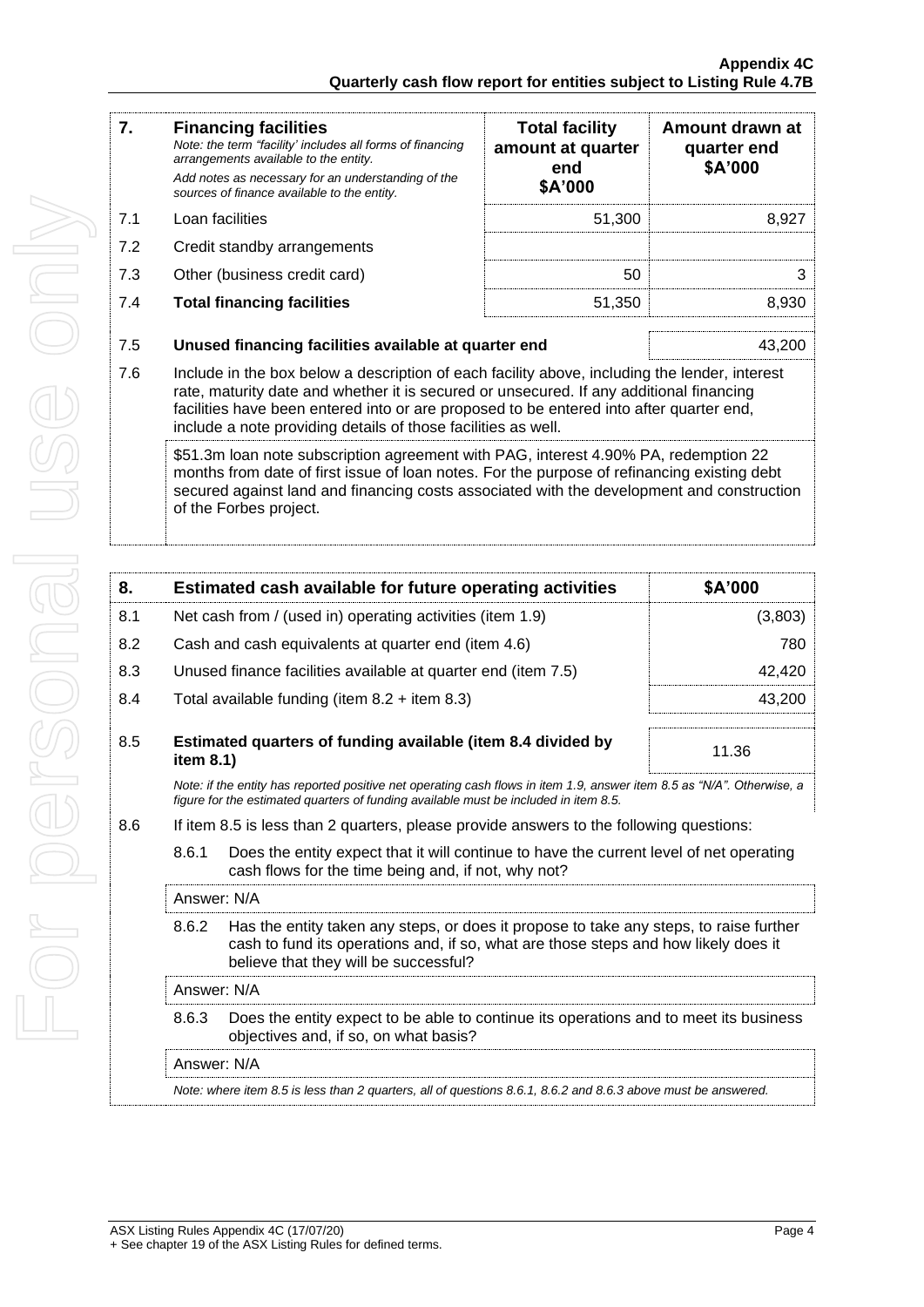| 7. | **Financing facilities** *Note: the term "facility' includes all forms of financing arrangements available to the entity.* *Add notes as necessary for an understanding of the sources of finance available to the entity.* | **Total facility amount at quarter end \$A'000** | **Amount drawn at quarter end \$A'000** |
|---|---|---|---|
| 7.1 | Loan facilities | 51,300 | 8,927 |
| 7.2 | Credit standby arrangements | | |
| 7.3 | Other (business credit card) | 50 | 3 |
| 7.4 | **Total financing facilities** | 51,350 | 8,930 |

| | | |
|---|---|---|
| 7.5 | **Unused financing facilities available at quarter end** | 43,200 |

7.6 Include in the box below a description of each facility above, including the lender, interest rate, maturity date and whether it is secured or unsecured. If any additional financing facilities have been entered into or are proposed to be entered into after quarter end, include a note providing details of those facilities as well.

\$51.3m loan note subscription agreement with PAG, interest 4.90% PA, redemption 22 months from date of first issue of loan notes. For the purpose of refinancing existing debt secured against land and financing costs associated with the development and construction of the Forbes project.

| 8. | **Estimated cash available for future operating activities** | **\$A'000** |
|---|---|---|
| 8.1 | Net cash from / (used in) operating activities (item 1.9) | (3,803) |
| 8.2 | Cash and cash equivalents at quarter end (item 4.6) | 780 |
| 8.3 | Unused finance facilities available at quarter end (item 7.5) | 42,420 |
| 8.4 | Total available funding (item 8.2 + item 8.3) | 43,200 |
| 8.5 | **Estimated quarters of funding available (item 8.4 divided by item 8.1)** | 11.36 |

*Note: if the entity has reported positive net operating cash flows in item 1.9, answer item 8.5 as "N/A". Otherwise, a figure for the estimated quarters of funding available must be included in item 8.5.*

8.6 If item 8.5 is less than 2 quarters, please provide answers to the following questions:

8.6.1 Does the entity expect that it will continue to have the current level of net operating cash flows for the time being and, if not, why not?

Answer: N/A

8.6.2 Has the entity taken any steps, or does it propose to take any steps, to raise further cash to fund its operations and, if so, what are those steps and how likely does it believe that they will be successful?

Answer: N/A

8.6.3 Does the entity expect to be able to continue its operations and to meet its business objectives and, if so, on what basis?

Answer: N/A

*Note: where item 8.5 is less than 2 quarters, all of questions 8.6.1, 8.6.2 and 8.6.3 above must be answered.*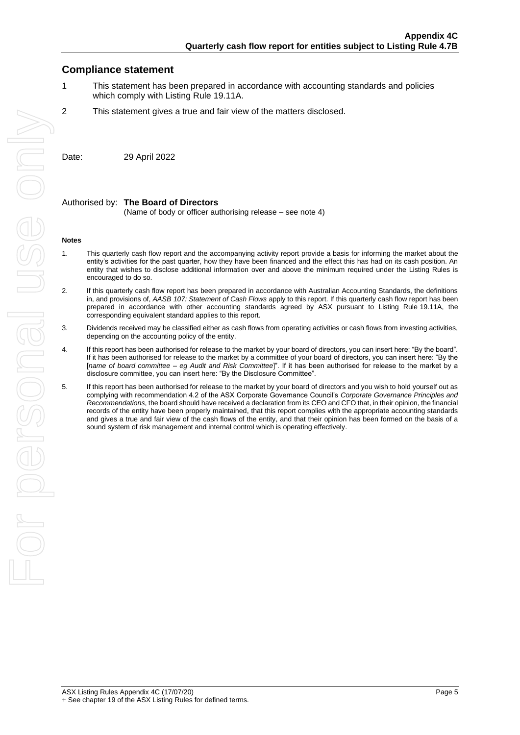## Compliance statement

1. This statement has been prepared in accordance with accounting standards and policies which comply with Listing Rule 19.11A.
2. This statement gives a true and fair view of the matters disclosed.

Date: 29 April 2022

Authorised by: **The Board of Directors**
(Name of body or officer authorising release – see note 4)

**Notes**

1. This quarterly cash flow report and the accompanying activity report provide a basis for informing the market about the entity's activities for the past quarter, how they have been financed and the effect this has had on its cash position. An entity that wishes to disclose additional information over and above the minimum required under the Listing Rules is encouraged to do so.
2. If this quarterly cash flow report has been prepared in accordance with Australian Accounting Standards, the definitions in, and provisions of, *AASB 107: Statement of Cash Flows* apply to this report. If this quarterly cash flow report has been prepared in accordance with other accounting standards agreed by ASX pursuant to Listing Rule 19.11A, the corresponding equivalent standard applies to this report.
3. Dividends received may be classified either as cash flows from operating activities or cash flows from investing activities, depending on the accounting policy of the entity.
4. If this report has been authorised for release to the market by your board of directors, you can insert here: "By the board". If it has been authorised for release to the market by a committee of your board of directors, you can insert here: "By the [*name of board committee – eg Audit and Risk Committee*]". If it has been authorised for release to the market by a disclosure committee, you can insert here: "By the Disclosure Committee".
5. If this report has been authorised for release to the market by your board of directors and you wish to hold yourself out as complying with recommendation 4.2 of the ASX Corporate Governance Council's *Corporate Governance Principles and Recommendations*, the board should have received a declaration from its CEO and CFO that, in their opinion, the financial records of the entity have been properly maintained, that this report complies with the appropriate accounting standards and gives a true and fair view of the cash flows of the entity, and that their opinion has been formed on the basis of a sound system of risk management and internal control which is operating effectively.